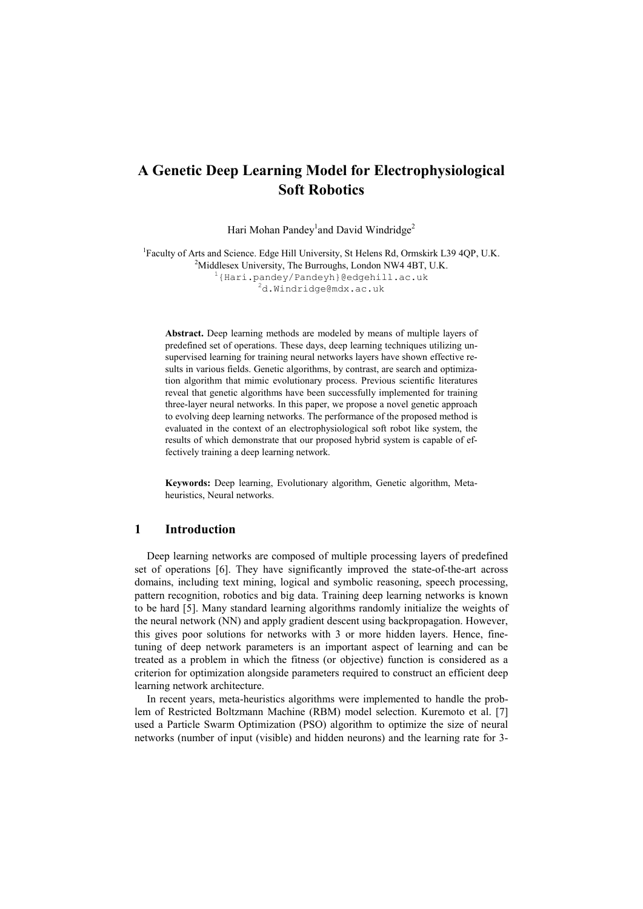# A Genetic Deep Learning Model for Electrophysiological Soft Robotics

Hari Mohan Pandey[1] and David Windridge[2]

[1]Faculty of Arts and Science. Edge Hill University, St Helens Rd, Ormskirk L39 4QP, U.K.
[2]Middlesex University, The Burroughs, London NW4 4BT, U.K.
[1]{Hari.pandey/Pandeyh}@edgehill.ac.uk
[2]d.Windridge@mdx.ac.uk

**Abstract.** Deep learning methods are modeled by means of multiple layers of predefined set of operations. These days, deep learning techniques utilizing unsupervised learning for training neural networks layers have shown effective results in various fields. Genetic algorithms, by contrast, are search and optimization algorithm that mimic evolutionary process. Previous scientific literatures reveal that genetic algorithms have been successfully implemented for training three-layer neural networks. In this paper, we propose a novel genetic approach to evolving deep learning networks. The performance of the proposed method is evaluated in the context of an electrophysiological soft robot like system, the results of which demonstrate that our proposed hybrid system is capable of effectively training a deep learning network.

**Keywords:** Deep learning, Evolutionary algorithm, Genetic algorithm, Metaheuristics, Neural networks.

## 1 Introduction

Deep learning networks are composed of multiple processing layers of predefined set of operations [6]. They have significantly improved the state-of-the-art across domains, including text mining, logical and symbolic reasoning, speech processing, pattern recognition, robotics and big data. Training deep learning networks is known to be hard [5]. Many standard learning algorithms randomly initialize the weights of the neural network (NN) and apply gradient descent using backpropagation. However, this gives poor solutions for networks with 3 or more hidden layers. Hence, fine-tuning of deep network parameters is an important aspect of learning and can be treated as a problem in which the fitness (or objective) function is considered as a criterion for optimization alongside parameters required to construct an efficient deep learning network architecture.

In recent years, meta-heuristics algorithms were implemented to handle the problem of Restricted Boltzmann Machine (RBM) model selection. Kuremoto et al. [7] used a Particle Swarm Optimization (PSO) algorithm to optimize the size of neural networks (number of input (visible) and hidden neurons) and the learning rate for 3-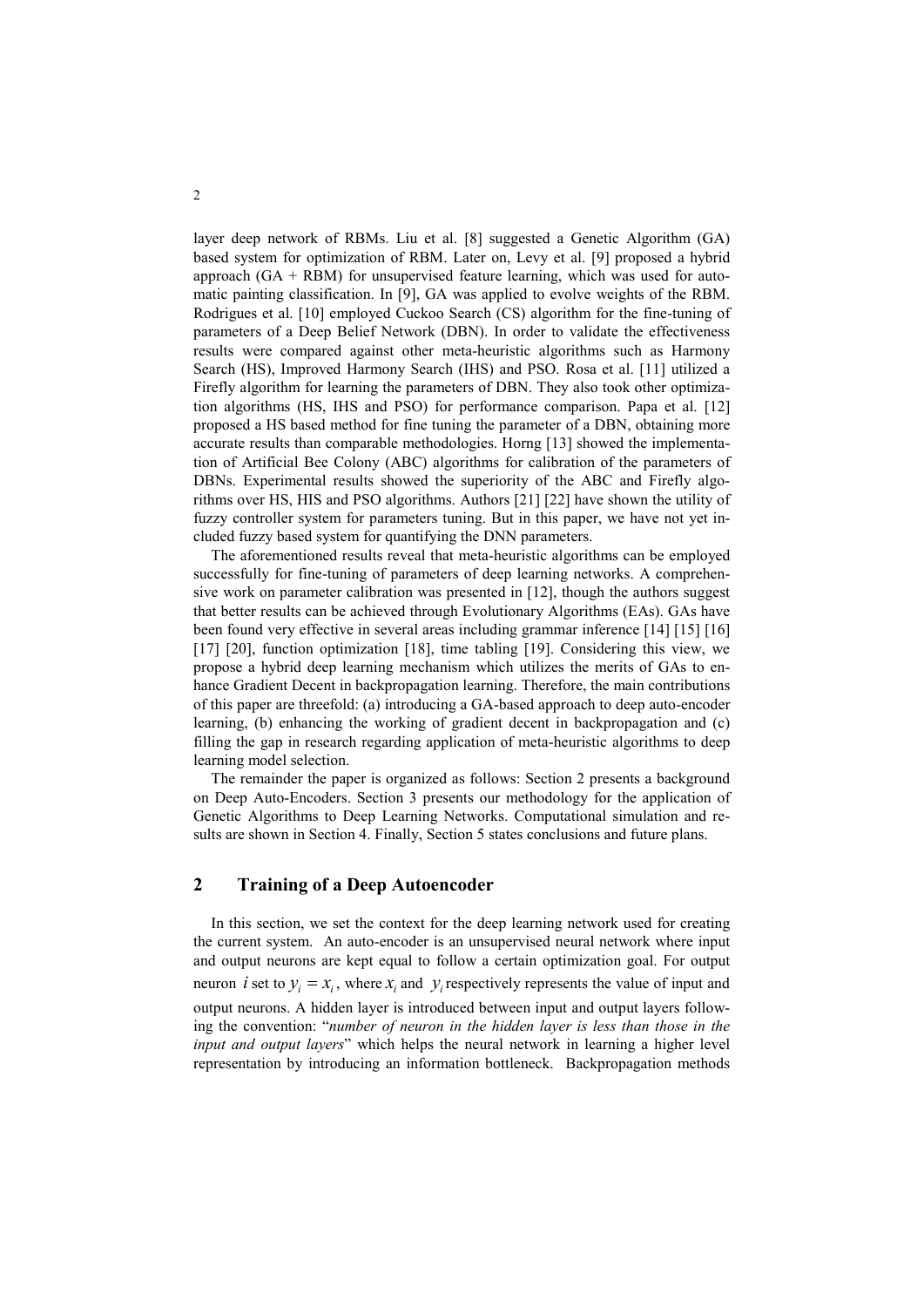layer deep network of RBMs. Liu et al. [8] suggested a Genetic Algorithm (GA) based system for optimization of RBM. Later on, Levy et al. [9] proposed a hybrid approach (GA + RBM) for unsupervised feature learning, which was used for automatic painting classification. In [9], GA was applied to evolve weights of the RBM. Rodrigues et al. [10] employed Cuckoo Search (CS) algorithm for the fine-tuning of parameters of a Deep Belief Network (DBN). In order to validate the effectiveness results were compared against other meta-heuristic algorithms such as Harmony Search (HS), Improved Harmony Search (IHS) and PSO. Rosa et al. [11] utilized a Firefly algorithm for learning the parameters of DBN. They also took other optimization algorithms (HS, IHS and PSO) for performance comparison. Papa et al. [12] proposed a HS based method for fine tuning the parameter of a DBN, obtaining more accurate results than comparable methodologies. Horng [13] showed the implementation of Artificial Bee Colony (ABC) algorithms for calibration of the parameters of DBNs. Experimental results showed the superiority of the ABC and Firefly algorithms over HS, HIS and PSO algorithms. Authors [21] [22] have shown the utility of fuzzy controller system for parameters tuning. But in this paper, we have not yet included fuzzy based system for quantifying the DNN parameters.

The aforementioned results reveal that meta-heuristic algorithms can be employed successfully for fine-tuning of parameters of deep learning networks. A comprehensive work on parameter calibration was presented in [12], though the authors suggest that better results can be achieved through Evolutionary Algorithms (EAs). GAs have been found very effective in several areas including grammar inference [14] [15] [16] [17] [20], function optimization [18], time tabling [19]. Considering this view, we propose a hybrid deep learning mechanism which utilizes the merits of GAs to enhance Gradient Decent in backpropagation learning. Therefore, the main contributions of this paper are threefold: (a) introducing a GA-based approach to deep auto-encoder learning, (b) enhancing the working of gradient decent in backpropagation and (c) filling the gap in research regarding application of meta-heuristic algorithms to deep learning model selection.

The remainder the paper is organized as follows: Section 2 presents a background on Deep Auto-Encoders. Section 3 presents our methodology for the application of Genetic Algorithms to Deep Learning Networks. Computational simulation and results are shown in Section 4. Finally, Section 5 states conclusions and future plans.

## 2 Training of a Deep Autoencoder

In this section, we set the context for the deep learning network used for creating the current system. An auto-encoder is an unsupervised neural network where input and output neurons are kept equal to follow a certain optimization goal. For output neuron $i$ set to $y_i = x_i$, where $x_i$ and $y_i$ respectively represents the value of input and output neurons. A hidden layer is introduced between input and output layers following the convention: "*number of neuron in the hidden layer is less than those in the input and output layers*" which helps the neural network in learning a higher level representation by introducing an information bottleneck. Backpropagation methods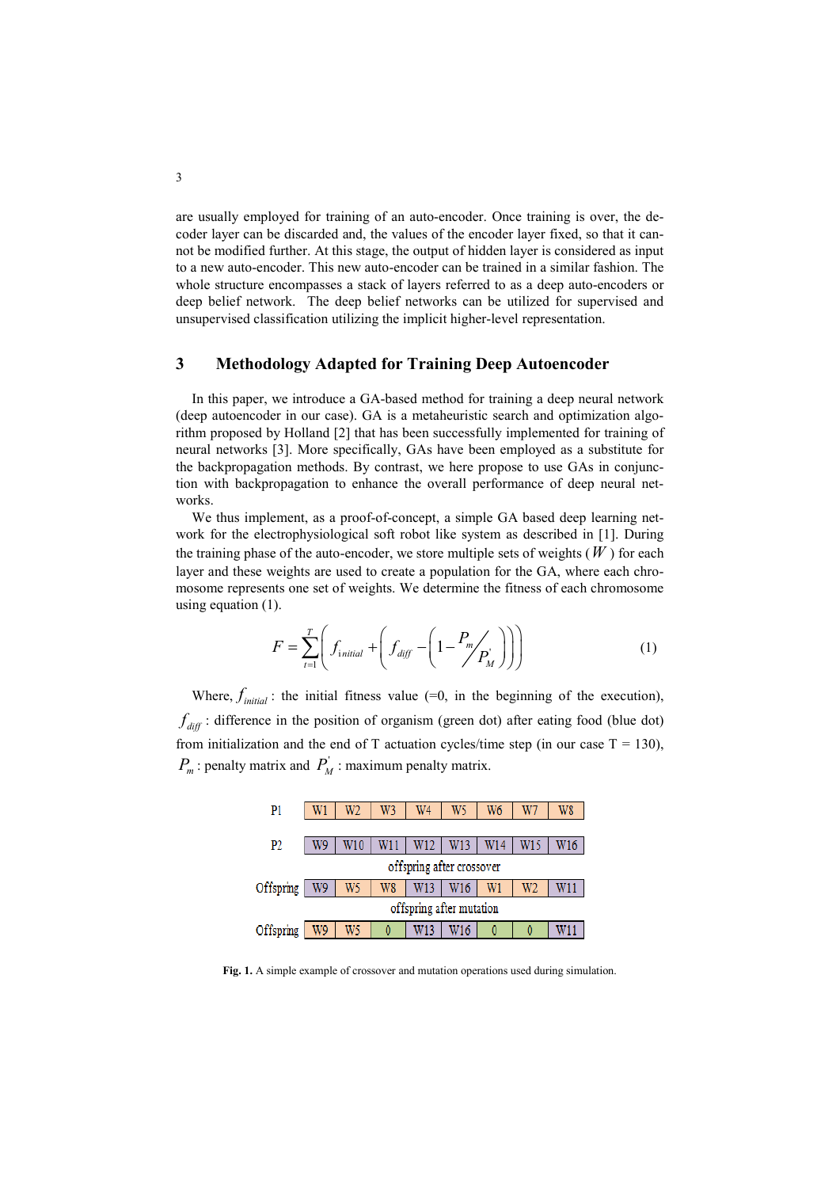are usually employed for training of an auto-encoder. Once training is over, the decoder layer can be discarded and, the values of the encoder layer fixed, so that it cannot be modified further. At this stage, the output of hidden layer is considered as input to a new auto-encoder. This new auto-encoder can be trained in a similar fashion. The whole structure encompasses a stack of layers referred to as a deep auto-encoders or deep belief network. The deep belief networks can be utilized for supervised and unsupervised classification utilizing the implicit higher-level representation.

## 3 Methodology Adapted for Training Deep Autoencoder

In this paper, we introduce a GA-based method for training a deep neural network (deep autoencoder in our case). GA is a metaheuristic search and optimization algorithm proposed by Holland [2] that has been successfully implemented for training of neural networks [3]. More specifically, GAs have been employed as a substitute for the backpropagation methods. By contrast, we here propose to use GAs in conjunction with backpropagation to enhance the overall performance of deep neural networks.

We thus implement, as a proof-of-concept, a simple GA based deep learning network for the electrophysiological soft robot like system as described in [1]. During the training phase of the auto-encoder, we store multiple sets of weights ($W$) for each layer and these weights are used to create a population for the GA, where each chromosome represents one set of weights. We determine the fitness of each chromosome using equation (1).

$$F = \sum_{t=1}^{T} \left( f_{initial} + \left( f_{diff} - \left( 1 - P_m \big/ P_M^{'} \right) \right) \right) \tag{1}$$

Where, $f_{initial}$: the initial fitness value (=0, in the beginning of the execution), $f_{diff}$: difference in the position of organism (green dot) after eating food (blue dot) from initialization and the end of T actuation cycles/time step (in our case T = 130), $P_m$: penalty matrix and $P_M^{'}$: maximum penalty matrix.

| | | | | | | | | |
|---|---|---|---|---|---|---|---|---|
| P1 | W1 | W2 | W3 | W4 | W5 | W6 | W7 | W8 |
| P2 | W9 | W10 | W11 | W12 | W13 | W14 | W15 | W16 |
| | offspring after crossover | | | | | | | |
| Offspring | W9 | W5 | W8 | W13 | W16 | W1 | W2 | W11 |
| | offspring after mutation | | | | | | | |
| Offspring | W9 | W5 | 0 | W13 | W16 | 0 | 0 | W11 |

**Fig. 1.** A simple example of crossover and mutation operations used during simulation.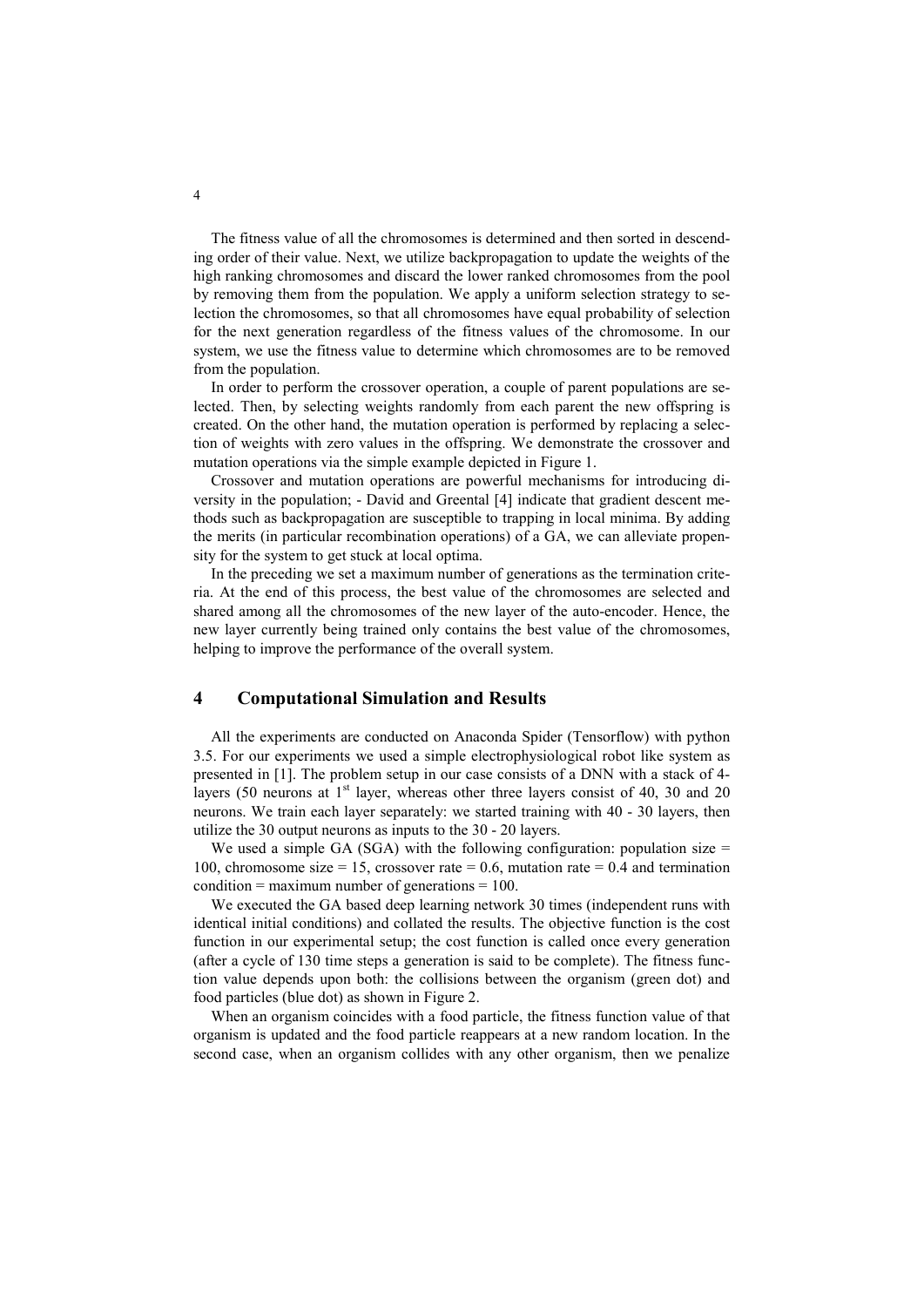The fitness value of all the chromosomes is determined and then sorted in descending order of their value. Next, we utilize backpropagation to update the weights of the high ranking chromosomes and discard the lower ranked chromosomes from the pool by removing them from the population. We apply a uniform selection strategy to selection the chromosomes, so that all chromosomes have equal probability of selection for the next generation regardless of the fitness values of the chromosome. In our system, we use the fitness value to determine which chromosomes are to be removed from the population.

In order to perform the crossover operation, a couple of parent populations are selected. Then, by selecting weights randomly from each parent the new offspring is created. On the other hand, the mutation operation is performed by replacing a selection of weights with zero values in the offspring. We demonstrate the crossover and mutation operations via the simple example depicted in Figure 1.

Crossover and mutation operations are powerful mechanisms for introducing diversity in the population; - David and Greental [4] indicate that gradient descent methods such as backpropagation are susceptible to trapping in local minima. By adding the merits (in particular recombination operations) of a GA, we can alleviate propensity for the system to get stuck at local optima.

In the preceding we set a maximum number of generations as the termination criteria. At the end of this process, the best value of the chromosomes are selected and shared among all the chromosomes of the new layer of the auto-encoder. Hence, the new layer currently being trained only contains the best value of the chromosomes, helping to improve the performance of the overall system.

## 4 Computational Simulation and Results

All the experiments are conducted on Anaconda Spider (Tensorflow) with python 3.5. For our experiments we used a simple electrophysiological robot like system as presented in [1]. The problem setup in our case consists of a DNN with a stack of 4-layers (50 neurons at 1st layer, whereas other three layers consist of 40, 30 and 20 neurons. We train each layer separately: we started training with 40 - 30 layers, then utilize the 30 output neurons as inputs to the 30 - 20 layers.

We used a simple GA (SGA) with the following configuration: population size = 100, chromosome size = 15, crossover rate = 0.6, mutation rate = 0.4 and termination condition = maximum number of generations = 100.

We executed the GA based deep learning network 30 times (independent runs with identical initial conditions) and collated the results. The objective function is the cost function in our experimental setup; the cost function is called once every generation (after a cycle of 130 time steps a generation is said to be complete). The fitness function value depends upon both: the collisions between the organism (green dot) and food particles (blue dot) as shown in Figure 2.

When an organism coincides with a food particle, the fitness function value of that organism is updated and the food particle reappears at a new random location. In the second case, when an organism collides with any other organism, then we penalize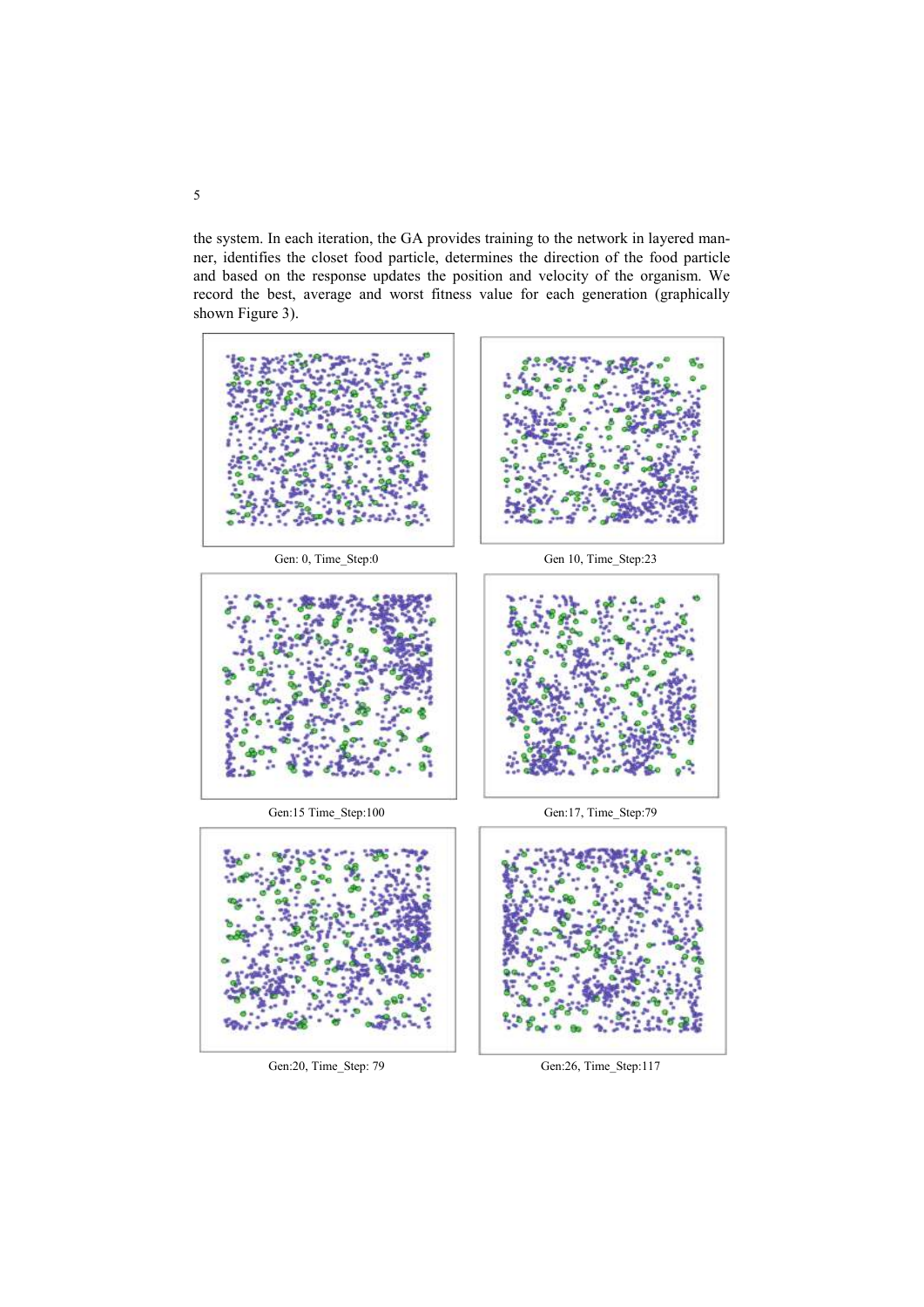the system. In each iteration, the GA provides training to the network in layered manner, identifies the closet food particle, determines the direction of the food particle and based on the response updates the position and velocity of the organism. We record the best, average and worst fitness value for each generation (graphically shown Figure 3).

Gen: 0, Time_Step:0

Gen 10, Time_Step:23

Gen:15 Time_Step:100

Gen:17, Time_Step:79

Gen:20, Time_Step: 79

Gen:26, Time_Step:117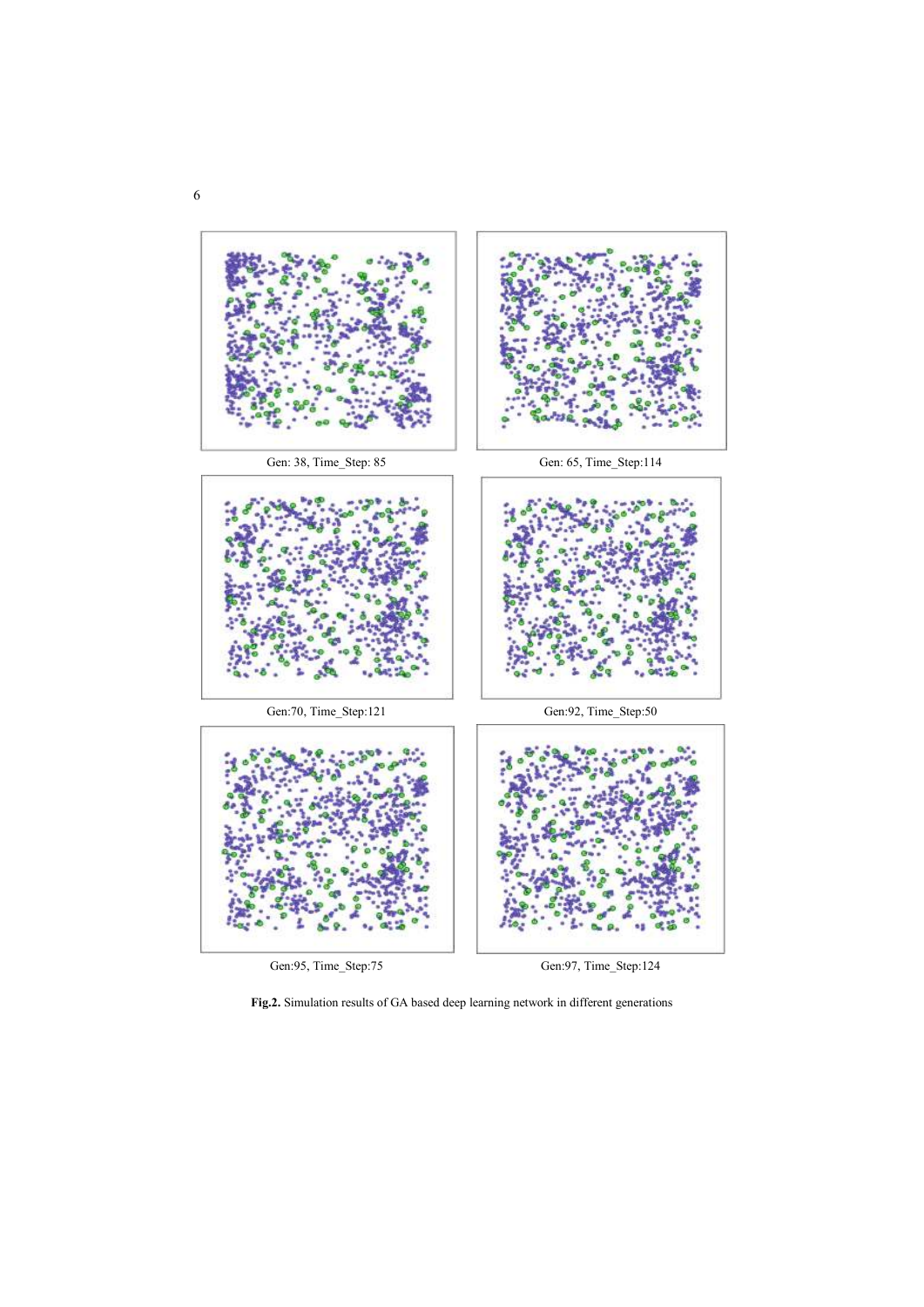Gen: 38, Time_Step: 85

Gen: 65, Time_Step:114

Gen:70, Time_Step:121

Gen:92, Time_Step:50

Gen:95, Time_Step:75

Gen:97, Time_Step:124

**Fig.2.** Simulation results of GA based deep learning network in different generations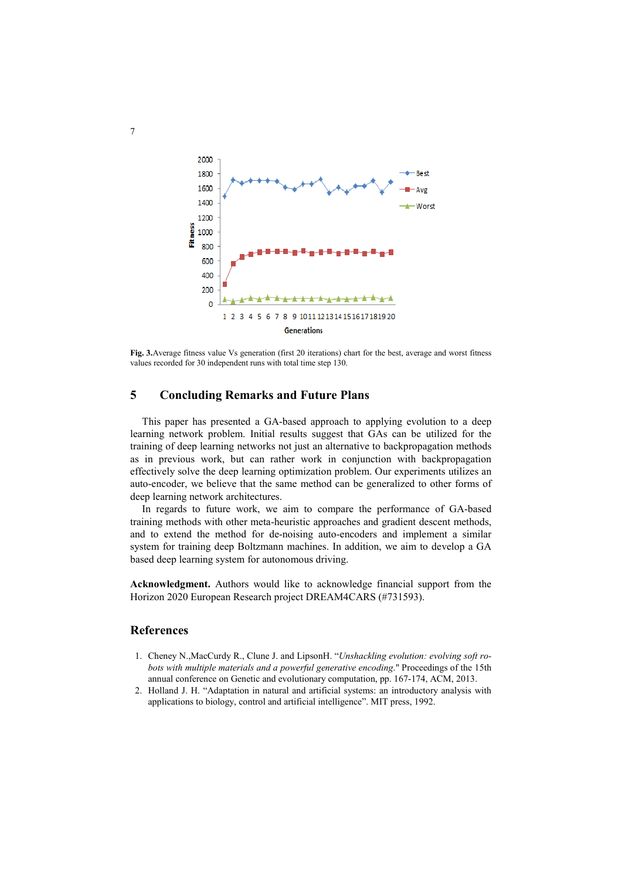**Fig. 3.** Average fitness value Vs generation (first 20 iterations) chart for the best, average and worst fitness values recorded for 30 independent runs with total time step 130.

## 5 Concluding Remarks and Future Plans

This paper has presented a GA-based approach to applying evolution to a deep learning network problem. Initial results suggest that GAs can be utilized for the training of deep learning networks not just an alternative to backpropagation methods as in previous work, but can rather work in conjunction with backpropagation effectively solve the deep learning optimization problem. Our experiments utilizes an auto-encoder, we believe that the same method can be generalized to other forms of deep learning network architectures.

In regards to future work, we aim to compare the performance of GA-based training methods with other meta-heuristic approaches and gradient descent methods, and to extend the method for de-noising auto-encoders and implement a similar system for training deep Boltzmann machines. In addition, we aim to develop a GA based deep learning system for autonomous driving.

**Acknowledgment.** Authors would like to acknowledge financial support from the Horizon 2020 European Research project DREAM4CARS (#731593).

## References

1. Cheney N.,MacCurdy R., Clune J. and LipsonH. "*Unshackling evolution: evolving soft robots with multiple materials and a powerful generative encoding*." Proceedings of the 15th annual conference on Genetic and evolutionary computation, pp. 167-174, ACM, 2013.
2. Holland J. H. "Adaptation in natural and artificial systems: an introductory analysis with applications to biology, control and artificial intelligence". MIT press, 1992.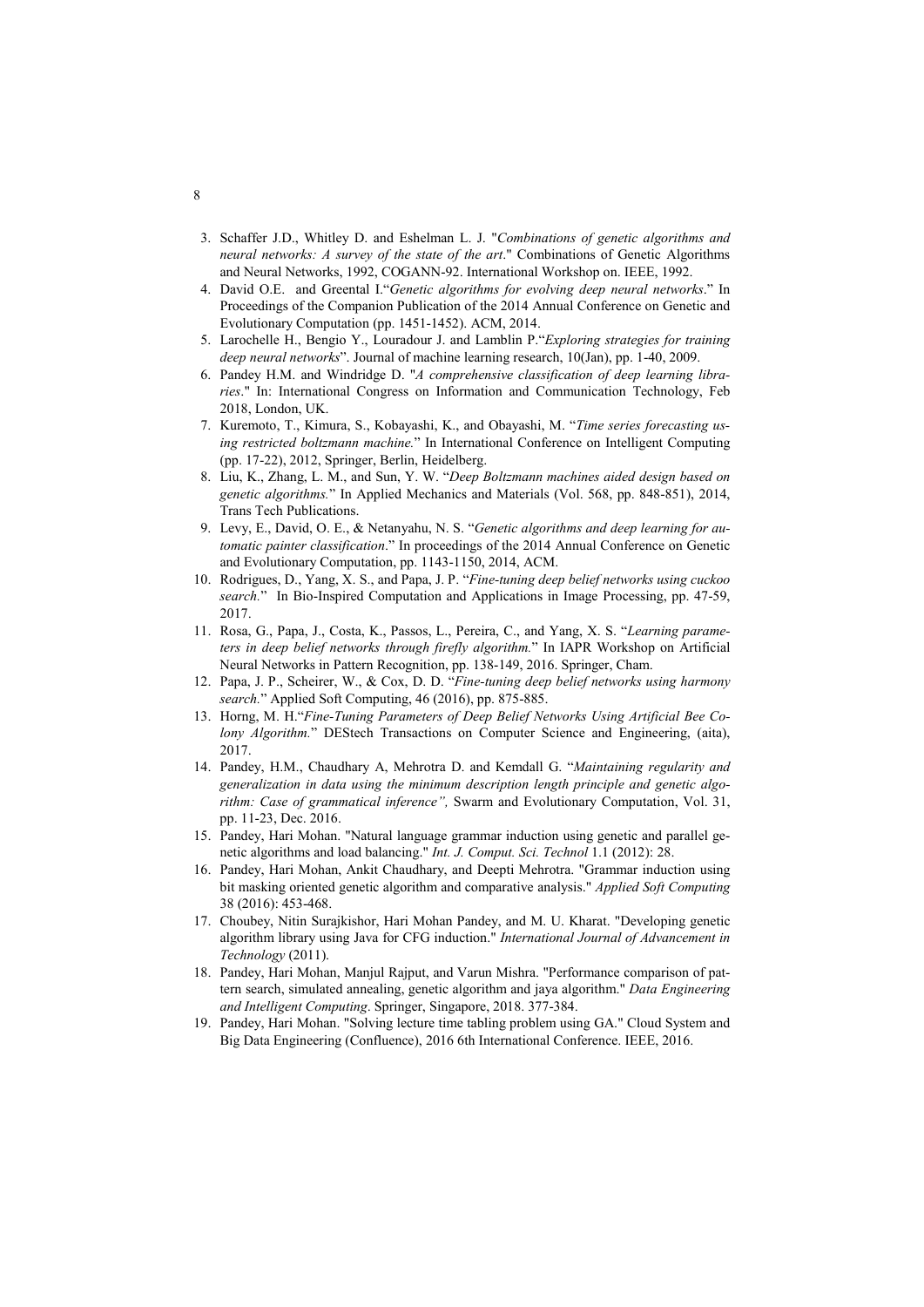3. Schaffer J.D., Whitley D. and Eshelman L. J. "*Combinations of genetic algorithms and neural networks: A survey of the state of the art*." Combinations of Genetic Algorithms and Neural Networks, 1992, COGANN-92. International Workshop on. IEEE, 1992.
4. David O.E. and Greental I."*Genetic algorithms for evolving deep neural networks*." In Proceedings of the Companion Publication of the 2014 Annual Conference on Genetic and Evolutionary Computation (pp. 1451-1452). ACM, 2014.
5. Larochelle H., Bengio Y., Louradour J. and Lamblin P."*Exploring strategies for training deep neural networks*". Journal of machine learning research, 10(Jan), pp. 1-40, 2009.
6. Pandey H.M. and Windridge D. "*A comprehensive classification of deep learning libraries*." In: International Congress on Information and Communication Technology, Feb 2018, London, UK.
7. Kuremoto, T., Kimura, S., Kobayashi, K., and Obayashi, M. "*Time series forecasting using restricted boltzmann machine.*" In International Conference on Intelligent Computing (pp. 17-22), 2012, Springer, Berlin, Heidelberg.
8. Liu, K., Zhang, L. M., and Sun, Y. W. "*Deep Boltzmann machines aided design based on genetic algorithms.*" In Applied Mechanics and Materials (Vol. 568, pp. 848-851), 2014, Trans Tech Publications.
9. Levy, E., David, O. E., & Netanyahu, N. S. "*Genetic algorithms and deep learning for automatic painter classification*." In proceedings of the 2014 Annual Conference on Genetic and Evolutionary Computation, pp. 1143-1150, 2014, ACM.
10. Rodrigues, D., Yang, X. S., and Papa, J. P. "*Fine-tuning deep belief networks using cuckoo search.*" In Bio-Inspired Computation and Applications in Image Processing, pp. 47-59, 2017.
11. Rosa, G., Papa, J., Costa, K., Passos, L., Pereira, C., and Yang, X. S. "*Learning parameters in deep belief networks through firefly algorithm.*" In IAPR Workshop on Artificial Neural Networks in Pattern Recognition, pp. 138-149, 2016. Springer, Cham.
12. Papa, J. P., Scheirer, W., & Cox, D. D. "*Fine-tuning deep belief networks using harmony search.*" Applied Soft Computing, 46 (2016), pp. 875-885.
13. Horng, M. H."*Fine-Tuning Parameters of Deep Belief Networks Using Artificial Bee Colony Algorithm.*" DEStech Transactions on Computer Science and Engineering, (aita), 2017.
14. Pandey, H.M., Chaudhary A, Mehrotra D. and Kemdall G. "*Maintaining regularity and generalization in data using the minimum description length principle and genetic algorithm: Case of grammatical inference",* Swarm and Evolutionary Computation, Vol. 31, pp. 11-23, Dec. 2016.
15. Pandey, Hari Mohan. "Natural language grammar induction using genetic and parallel genetic algorithms and load balancing." *Int. J. Comput. Sci. Technol* 1.1 (2012): 28.
16. Pandey, Hari Mohan, Ankit Chaudhary, and Deepti Mehrotra. "Grammar induction using bit masking oriented genetic algorithm and comparative analysis." *Applied Soft Computing* 38 (2016): 453-468.
17. Choubey, Nitin Surajkishor, Hari Mohan Pandey, and M. U. Kharat. "Developing genetic algorithm library using Java for CFG induction." *International Journal of Advancement in Technology* (2011).
18. Pandey, Hari Mohan, Manjul Rajput, and Varun Mishra. "Performance comparison of pattern search, simulated annealing, genetic algorithm and jaya algorithm." *Data Engineering and Intelligent Computing*. Springer, Singapore, 2018. 377-384.
19. Pandey, Hari Mohan. "Solving lecture time tabling problem using GA." Cloud System and Big Data Engineering (Confluence), 2016 6th International Conference. IEEE, 2016.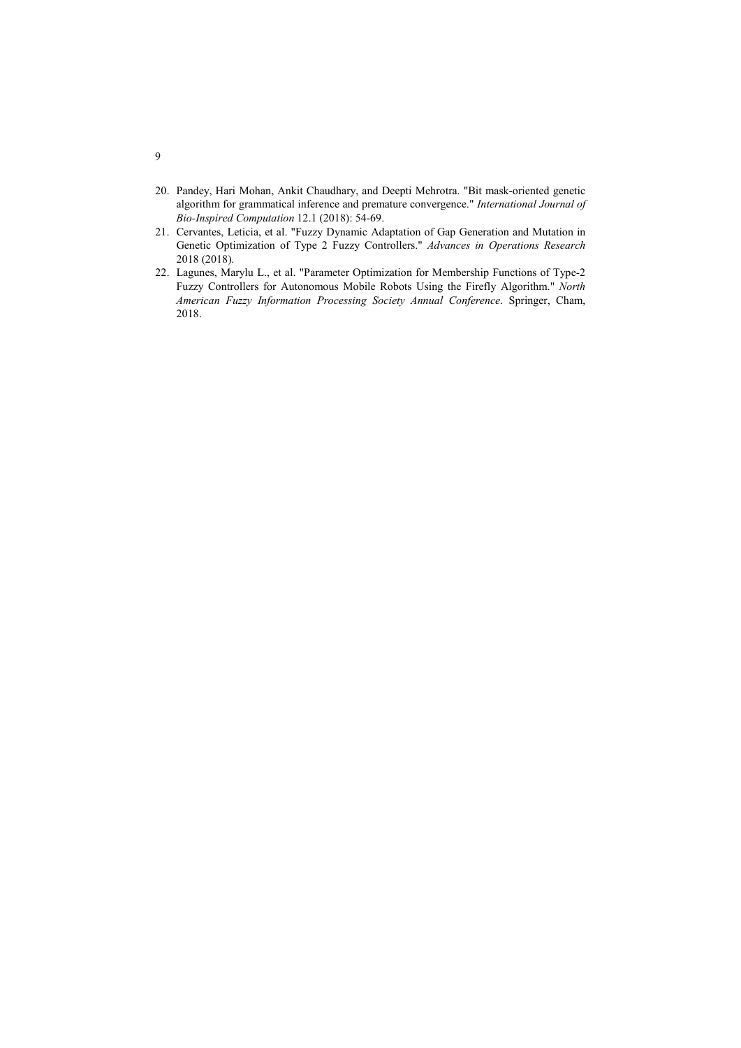20. Pandey, Hari Mohan, Ankit Chaudhary, and Deepti Mehrotra. "Bit mask-oriented genetic algorithm for grammatical inference and premature convergence." *International Journal of Bio-Inspired Computation* 12.1 (2018): 54-69.
21. Cervantes, Leticia, et al. "Fuzzy Dynamic Adaptation of Gap Generation and Mutation in Genetic Optimization of Type 2 Fuzzy Controllers." *Advances in Operations Research* 2018 (2018).
22. Lagunes, Marylu L., et al. "Parameter Optimization for Membership Functions of Type-2 Fuzzy Controllers for Autonomous Mobile Robots Using the Firefly Algorithm." *North American Fuzzy Information Processing Society Annual Conference*. Springer, Cham, 2018.